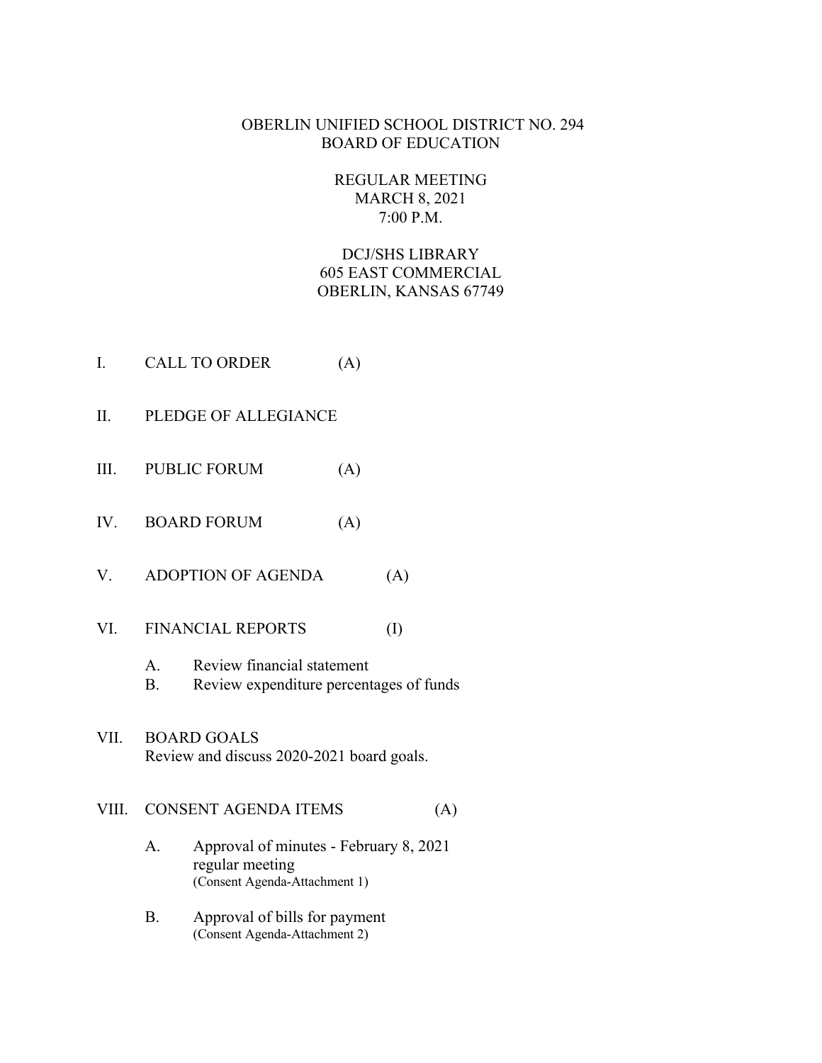# OBERLIN UNIFIED SCHOOL DISTRICT NO. 294
## BOARD OF EDUCATION

REGULAR MEETING
MARCH 8, 2021
7:00 P.M.

DCJ/SHS LIBRARY
605 EAST COMMERCIAL
OBERLIN, KANSAS 67749

I. CALL TO ORDER (A)

II. PLEDGE OF ALLEGIANCE

III. PUBLIC FORUM (A)

IV. BOARD FORUM (A)

V. ADOPTION OF AGENDA (A)

VI. FINANCIAL REPORTS (I)

- A. Review financial statement
- B. Review expenditure percentages of funds

VII. BOARD GOALS
Review and discuss 2020-2021 board goals.

VIII. CONSENT AGENDA ITEMS (A)

- A. Approval of minutes - February 8, 2021 regular meeting
  (Consent Agenda-Attachment 1)

- B. Approval of bills for payment
  (Consent Agenda-Attachment 2)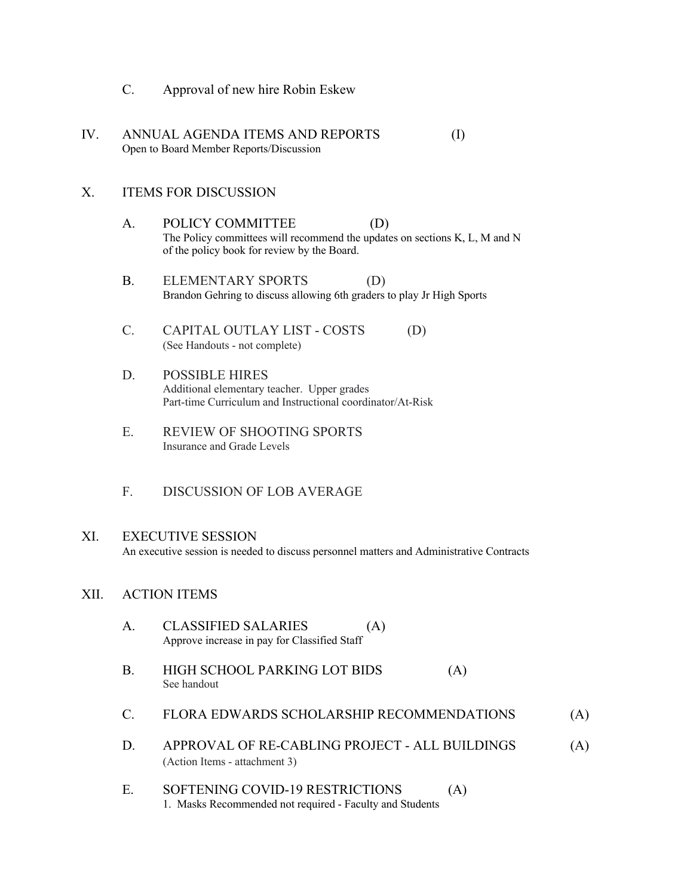C. Approval of new hire Robin Eskew

## IV. ANNUAL AGENDA ITEMS AND REPORTS (I)

Open to Board Member Reports/Discussion

## X. ITEMS FOR DISCUSSION

A. POLICY COMMITTEE (D)
The Policy committees will recommend the updates on sections K, L, M and N of the policy book for review by the Board.

B. ELEMENTARY SPORTS (D)
Brandon Gehring to discuss allowing 6th graders to play Jr High Sports

C. CAPITAL OUTLAY LIST - COSTS (D)
(See Handouts - not complete)

D. POSSIBLE HIRES
Additional elementary teacher. Upper grades
Part-time Curriculum and Instructional coordinator/At-Risk

E. REVIEW OF SHOOTING SPORTS
Insurance and Grade Levels

F. DISCUSSION OF LOB AVERAGE

## XI. EXECUTIVE SESSION

An executive session is needed to discuss personnel matters and Administrative Contracts

## XII. ACTION ITEMS

A. CLASSIFIED SALARIES (A)
Approve increase in pay for Classified Staff

B. HIGH SCHOOL PARKING LOT BIDS (A)
See handout

C. FLORA EDWARDS SCHOLARSHIP RECOMMENDATIONS (A)

D. APPROVAL OF RE-CABLING PROJECT - ALL BUILDINGS (A)
(Action Items - attachment 3)

E. SOFTENING COVID-19 RESTRICTIONS (A)
1. Masks Recommended not required - Faculty and Students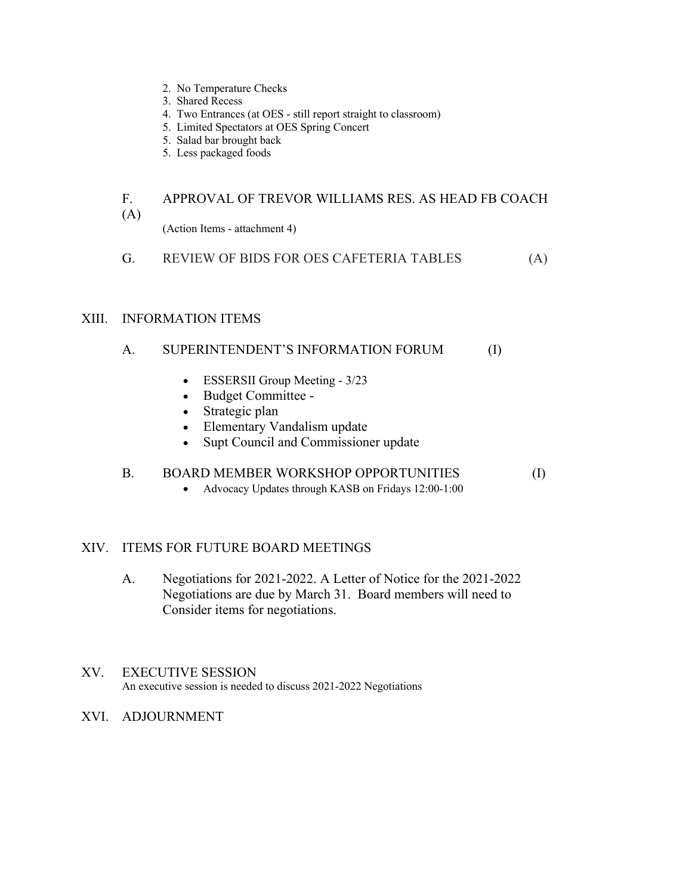2. No Temperature Checks
3. Shared Recess
4. Two Entrances (at OES - still report straight to classroom)
5. Limited Spectators at OES Spring Concert
5. Salad bar brought back
5. Less packaged foods

F. APPROVAL OF TREVOR WILLIAMS RES. AS HEAD FB COACH (A)

(Action Items - attachment 4)

G. REVIEW OF BIDS FOR OES CAFETERIA TABLES (A)

## XIII. INFORMATION ITEMS

A. SUPERINTENDENT'S INFORMATION FORUM (I)

- ESSERSII Group Meeting - 3/23
- Budget Committee -
- Strategic plan
- Elementary Vandalism update
- Supt Council and Commissioner update

B. BOARD MEMBER WORKSHOP OPPORTUNITIES (I)

- Advocacy Updates through KASB on Fridays 12:00-1:00

## XIV. ITEMS FOR FUTURE BOARD MEETINGS

A. Negotiations for 2021-2022. A Letter of Notice for the 2021-2022 Negotiations are due by March 31. Board members will need to Consider items for negotiations.

## XV. EXECUTIVE SESSION

An executive session is needed to discuss 2021-2022 Negotiations

## XVI. ADJOURNMENT